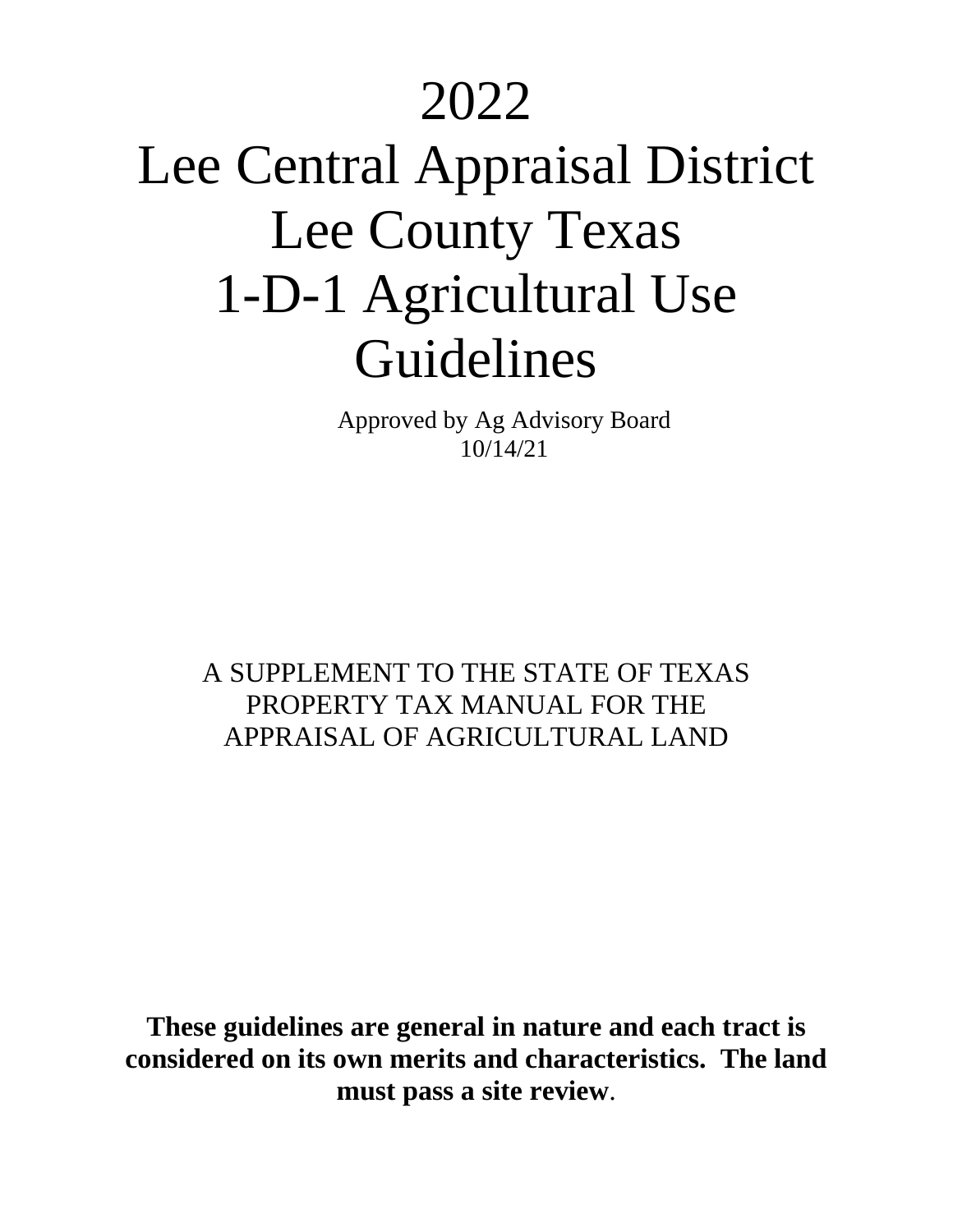# 2022
# Lee Central Appraisal District
# Lee County Texas
# 1-D-1 Agricultural Use Guidelines

Approved by Ag Advisory Board
10/14/21

A SUPPLEMENT TO THE STATE OF TEXAS PROPERTY TAX MANUAL FOR THE APPRAISAL OF AGRICULTURAL LAND

**These guidelines are general in nature and each tract is considered on its own merits and characteristics. The land must pass a site review**.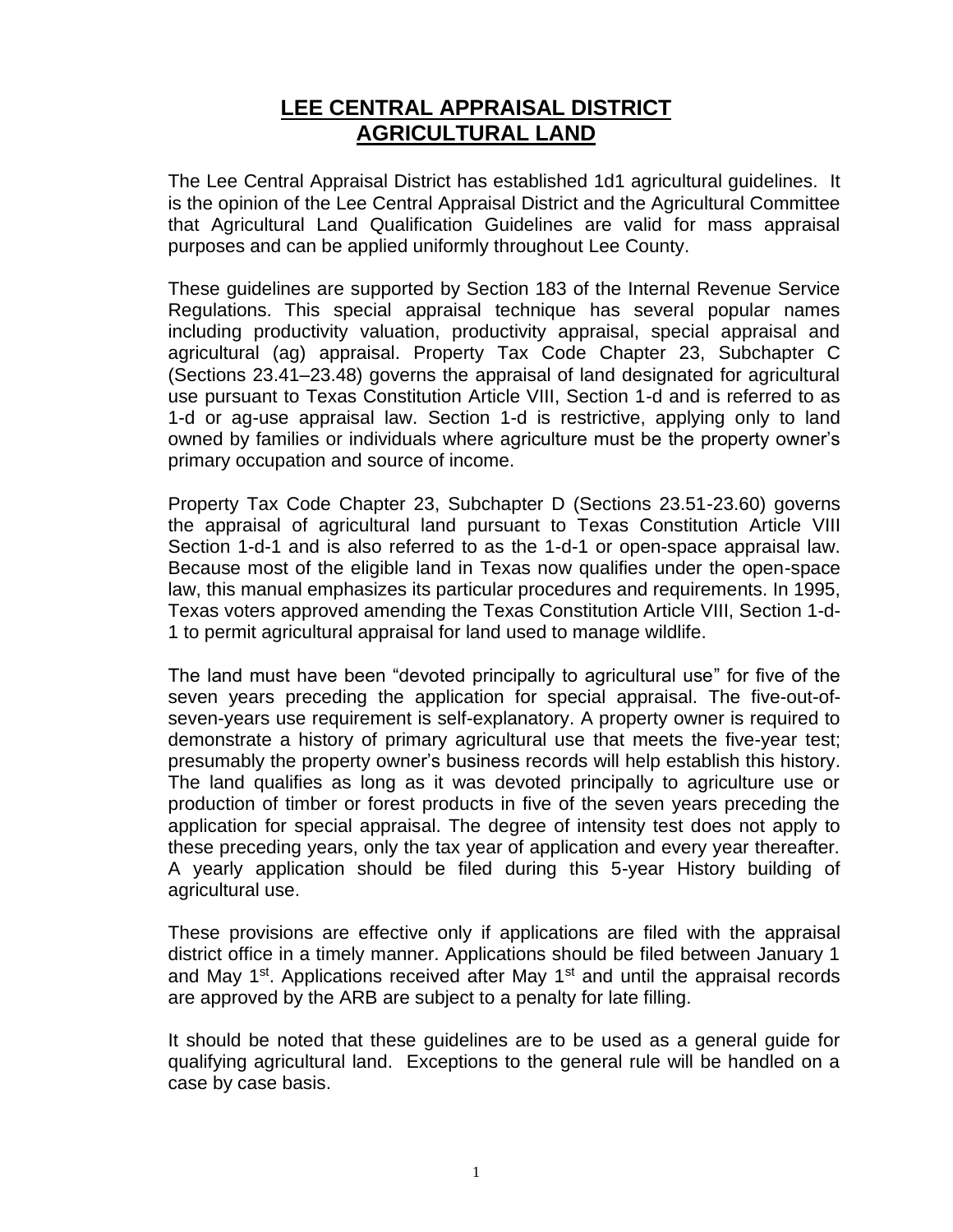# LEE CENTRAL APPRAISAL DISTRICT AGRICULTURAL LAND

The Lee Central Appraisal District has established 1d1 agricultural guidelines. It is the opinion of the Lee Central Appraisal District and the Agricultural Committee that Agricultural Land Qualification Guidelines are valid for mass appraisal purposes and can be applied uniformly throughout Lee County.

These guidelines are supported by Section 183 of the Internal Revenue Service Regulations. This special appraisal technique has several popular names including productivity valuation, productivity appraisal, special appraisal and agricultural (ag) appraisal. Property Tax Code Chapter 23, Subchapter C (Sections 23.41–23.48) governs the appraisal of land designated for agricultural use pursuant to Texas Constitution Article VIII, Section 1-d and is referred to as 1-d or ag-use appraisal law. Section 1-d is restrictive, applying only to land owned by families or individuals where agriculture must be the property owner's primary occupation and source of income.

Property Tax Code Chapter 23, Subchapter D (Sections 23.51-23.60) governs the appraisal of agricultural land pursuant to Texas Constitution Article VIII Section 1-d-1 and is also referred to as the 1-d-1 or open-space appraisal law. Because most of the eligible land in Texas now qualifies under the open-space law, this manual emphasizes its particular procedures and requirements. In 1995, Texas voters approved amending the Texas Constitution Article VIII, Section 1-d-1 to permit agricultural appraisal for land used to manage wildlife.

The land must have been "devoted principally to agricultural use" for five of the seven years preceding the application for special appraisal. The five-out-of-seven-years use requirement is self-explanatory. A property owner is required to demonstrate a history of primary agricultural use that meets the five-year test; presumably the property owner's business records will help establish this history. The land qualifies as long as it was devoted principally to agriculture use or production of timber or forest products in five of the seven years preceding the application for special appraisal. The degree of intensity test does not apply to these preceding years, only the tax year of application and every year thereafter. A yearly application should be filed during this 5-year History building of agricultural use.

These provisions are effective only if applications are filed with the appraisal district office in a timely manner. Applications should be filed between January 1 and May 1st. Applications received after May 1st and until the appraisal records are approved by the ARB are subject to a penalty for late filling.

It should be noted that these guidelines are to be used as a general guide for qualifying agricultural land. Exceptions to the general rule will be handled on a case by case basis.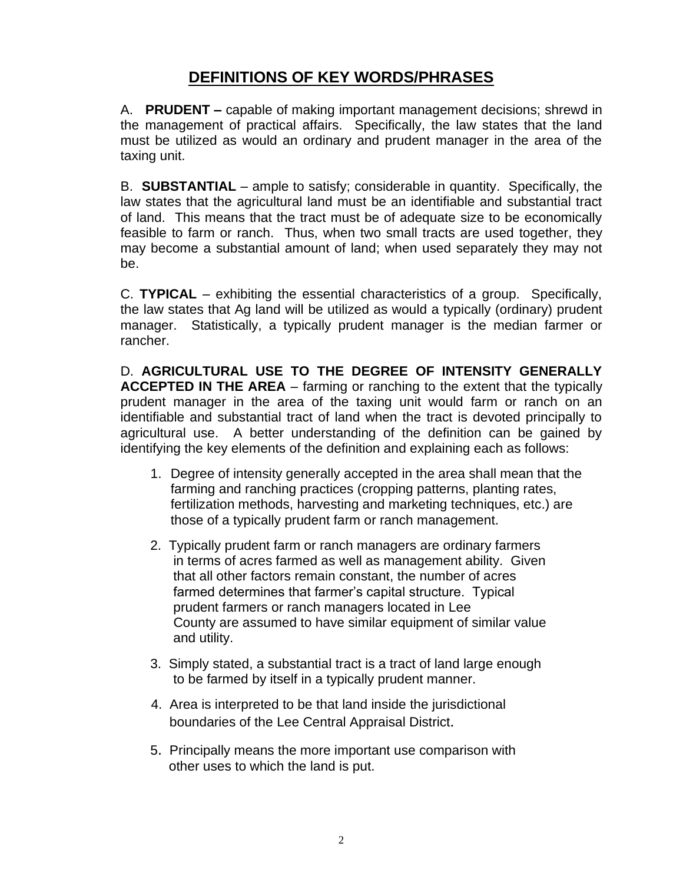# DEFINITIONS OF KEY WORDS/PHRASES

A. **PRUDENT –** capable of making important management decisions; shrewd in the management of practical affairs. Specifically, the law states that the land must be utilized as would an ordinary and prudent manager in the area of the taxing unit.

B. **SUBSTANTIAL** – ample to satisfy; considerable in quantity. Specifically, the law states that the agricultural land must be an identifiable and substantial tract of land. This means that the tract must be of adequate size to be economically feasible to farm or ranch. Thus, when two small tracts are used together, they may become a substantial amount of land; when used separately they may not be.

C. **TYPICAL** – exhibiting the essential characteristics of a group. Specifically, the law states that Ag land will be utilized as would a typically (ordinary) prudent manager. Statistically, a typically prudent manager is the median farmer or rancher.

D. **AGRICULTURAL USE TO THE DEGREE OF INTENSITY GENERALLY ACCEPTED IN THE AREA** – farming or ranching to the extent that the typically prudent manager in the area of the taxing unit would farm or ranch on an identifiable and substantial tract of land when the tract is devoted principally to agricultural use. A better understanding of the definition can be gained by identifying the key elements of the definition and explaining each as follows:

1. Degree of intensity generally accepted in the area shall mean that the farming and ranching practices (cropping patterns, planting rates, fertilization methods, harvesting and marketing techniques, etc.) are those of a typically prudent farm or ranch management.
2. Typically prudent farm or ranch managers are ordinary farmers in terms of acres farmed as well as management ability. Given that all other factors remain constant, the number of acres farmed determines that farmer's capital structure. Typical prudent farmers or ranch managers located in Lee County are assumed to have similar equipment of similar value and utility.
3. Simply stated, a substantial tract is a tract of land large enough to be farmed by itself in a typically prudent manner.
4. Area is interpreted to be that land inside the jurisdictional boundaries of the Lee Central Appraisal District.
5. Principally means the more important use comparison with other uses to which the land is put.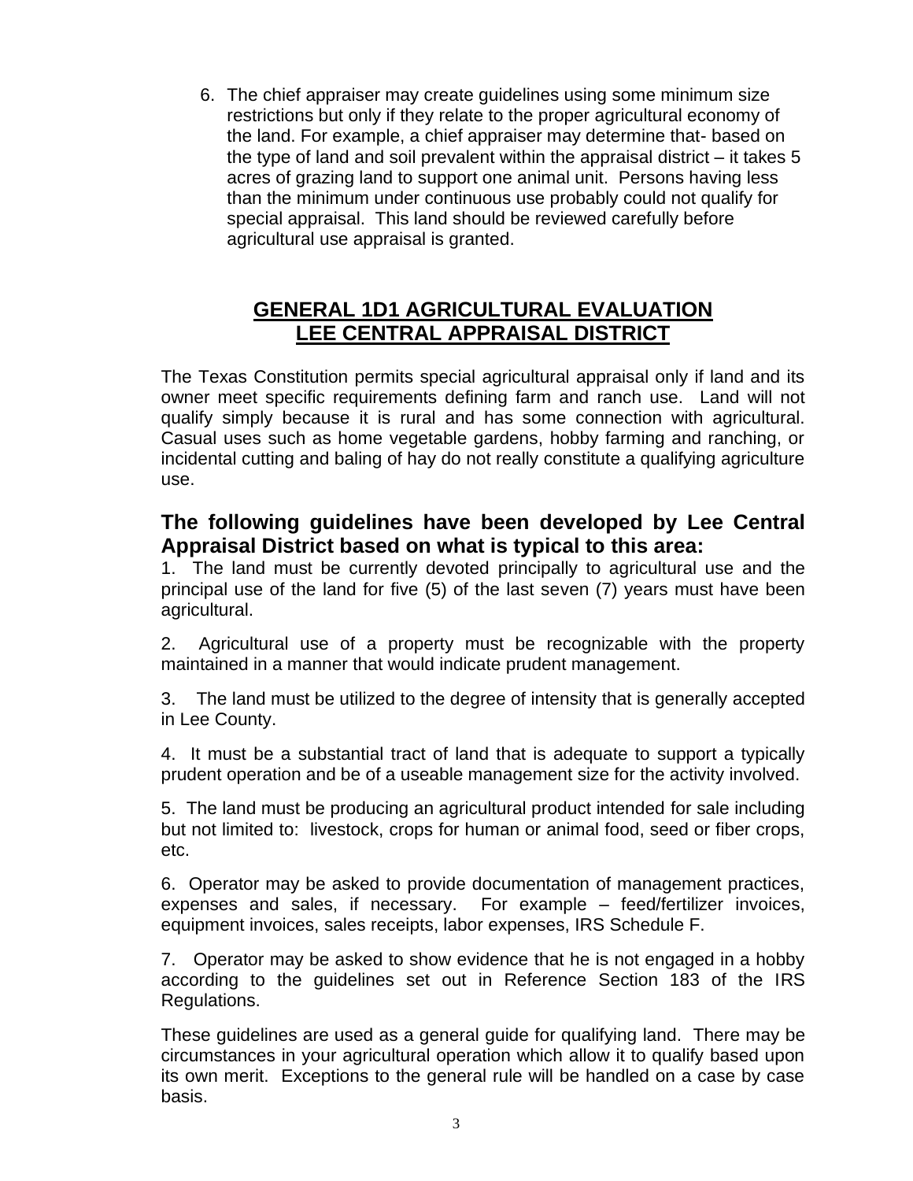6. The chief appraiser may create guidelines using some minimum size restrictions but only if they relate to the proper agricultural economy of the land. For example, a chief appraiser may determine that- based on the type of land and soil prevalent within the appraisal district – it takes 5 acres of grazing land to support one animal unit. Persons having less than the minimum under continuous use probably could not qualify for special appraisal. This land should be reviewed carefully before agricultural use appraisal is granted.

## GENERAL 1D1 AGRICULTURAL EVALUATION
## LEE CENTRAL APPRAISAL DISTRICT

The Texas Constitution permits special agricultural appraisal only if land and its owner meet specific requirements defining farm and ranch use. Land will not qualify simply because it is rural and has some connection with agricultural. Casual uses such as home vegetable gardens, hobby farming and ranching, or incidental cutting and baling of hay do not really constitute a qualifying agriculture use.

### The following guidelines have been developed by Lee Central Appraisal District based on what is typical to this area:

1. The land must be currently devoted principally to agricultural use and the principal use of the land for five (5) of the last seven (7) years must have been agricultural.

2. Agricultural use of a property must be recognizable with the property maintained in a manner that would indicate prudent management.

3. The land must be utilized to the degree of intensity that is generally accepted in Lee County.

4. It must be a substantial tract of land that is adequate to support a typically prudent operation and be of a useable management size for the activity involved.

5. The land must be producing an agricultural product intended for sale including but not limited to: livestock, crops for human or animal food, seed or fiber crops, etc.

6. Operator may be asked to provide documentation of management practices, expenses and sales, if necessary. For example – feed/fertilizer invoices, equipment invoices, sales receipts, labor expenses, IRS Schedule F.

7. Operator may be asked to show evidence that he is not engaged in a hobby according to the guidelines set out in Reference Section 183 of the IRS Regulations.

These guidelines are used as a general guide for qualifying land. There may be circumstances in your agricultural operation which allow it to qualify based upon its own merit. Exceptions to the general rule will be handled on a case by case basis.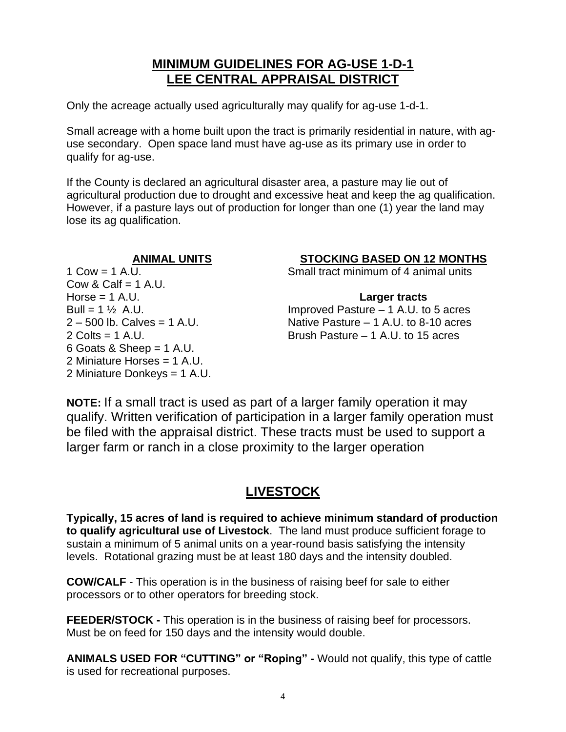## MINIMUM GUIDELINES FOR AG-USE 1-D-1
## LEE CENTRAL APPRAISAL DISTRICT

Only the acreage actually used agriculturally may qualify for ag-use 1-d-1.

Small acreage with a home built upon the tract is primarily residential in nature, with ag-use secondary. Open space land must have ag-use as its primary use in order to qualify for ag-use.

If the County is declared an agricultural disaster area, a pasture may lie out of agricultural production due to drought and excessive heat and keep the ag qualification. However, if a pasture lays out of production for longer than one (1) year the land may lose its ag qualification.

**ANIMAL UNITS**

1 Cow = 1 A.U.
Cow & Calf = 1 A.U.
Horse = 1 A.U.
Bull = 1 ½ A.U.
2 – 500 lb. Calves = 1 A.U.
2 Colts = 1 A.U.
6 Goats & Sheep = 1 A.U.
2 Miniature Horses = 1 A.U.
2 Miniature Donkeys = 1 A.U.

**STOCKING BASED ON 12 MONTHS**

Small tract minimum of 4 animal units

**Larger tracts**

Improved Pasture – 1 A.U. to 5 acres
Native Pasture – 1 A.U. to 8-10 acres
Brush Pasture – 1 A.U. to 15 acres

**NOTE:** If a small tract is used as part of a larger family operation it may qualify. Written verification of participation in a larger family operation must be filed with the appraisal district. These tracts must be used to support a larger farm or ranch in a close proximity to the larger operation

## LIVESTOCK

**Typically, 15 acres of land is required to achieve minimum standard of production to qualify agricultural use of Livestock**. The land must produce sufficient forage to sustain a minimum of 5 animal units on a year-round basis satisfying the intensity levels. Rotational grazing must be at least 180 days and the intensity doubled.

**COW/CALF** - This operation is in the business of raising beef for sale to either processors or to other operators for breeding stock.

**FEEDER/STOCK -** This operation is in the business of raising beef for processors. Must be on feed for 150 days and the intensity would double.

**ANIMALS USED FOR "CUTTING" or "Roping" -** Would not qualify, this type of cattle is used for recreational purposes.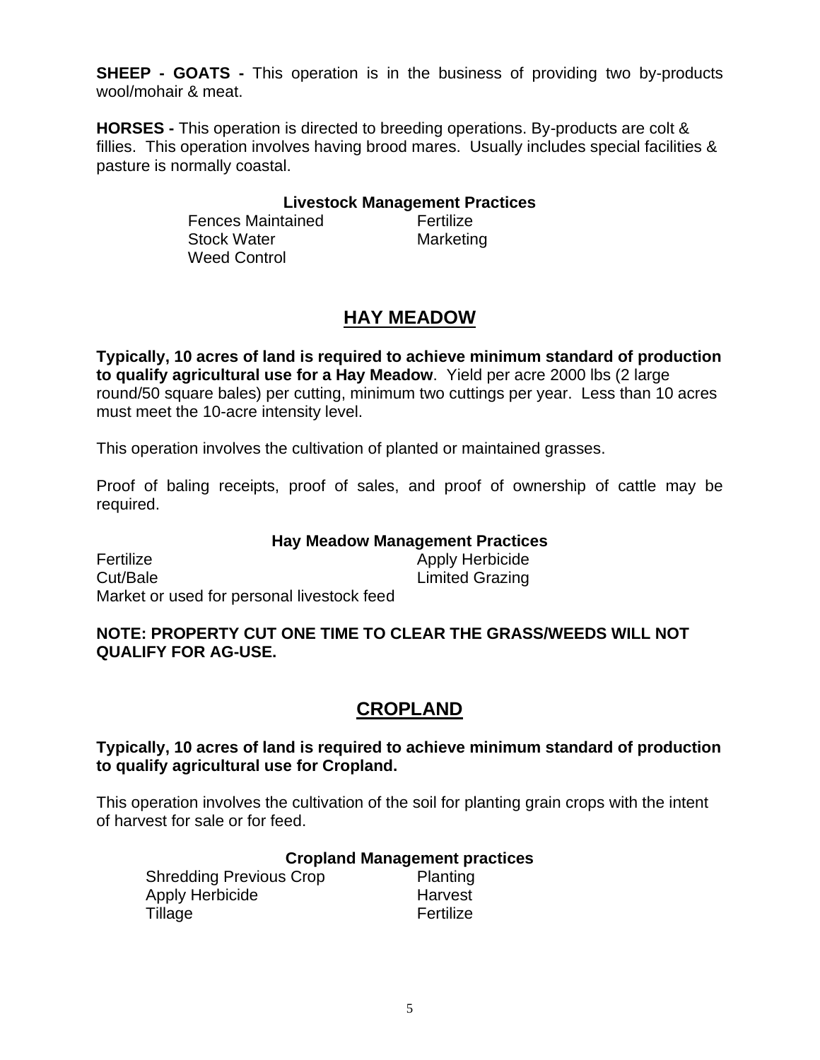**SHEEP - GOATS -** This operation is in the business of providing two by-products wool/mohair & meat.

**HORSES -** This operation is directed to breeding operations. By-products are colt & fillies. This operation involves having brood mares. Usually includes special facilities & pasture is normally coastal.

**Livestock Management Practices**

| | |
|---|---|
| Fences Maintained | Fertilize |
| Stock Water | Marketing |
| Weed Control | |

## HAY MEADOW

**Typically, 10 acres of land is required to achieve minimum standard of production to qualify agricultural use for a Hay Meadow**. Yield per acre 2000 lbs (2 large round/50 square bales) per cutting, minimum two cuttings per year. Less than 10 acres must meet the 10-acre intensity level.

This operation involves the cultivation of planted or maintained grasses.

Proof of baling receipts, proof of sales, and proof of ownership of cattle may be required.

**Hay Meadow Management Practices**

| | |
|---|---|
| Fertilize | Apply Herbicide |
| Cut/Bale | Limited Grazing |
| Market or used for personal livestock feed | |

**NOTE: PROPERTY CUT ONE TIME TO CLEAR THE GRASS/WEEDS WILL NOT QUALIFY FOR AG-USE.**

## CROPLAND

**Typically, 10 acres of land is required to achieve minimum standard of production to qualify agricultural use for Cropland.**

This operation involves the cultivation of the soil for planting grain crops with the intent of harvest for sale or for feed.

**Cropland Management practices**

| | |
|---|---|
| Shredding Previous Crop | Planting |
| Apply Herbicide | Harvest |
| Tillage | Fertilize |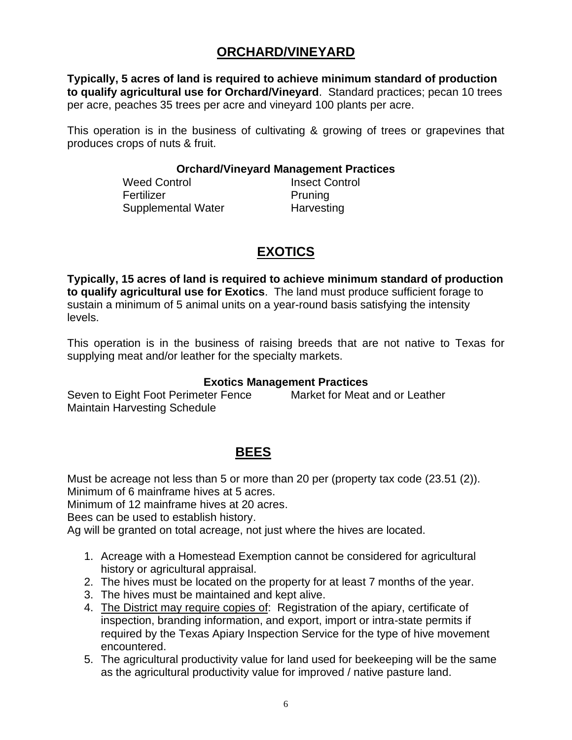## ORCHARD/VINEYARD

**Typically, 5 acres of land is required to achieve minimum standard of production to qualify agricultural use for Orchard/Vineyard**. Standard practices; pecan 10 trees per acre, peaches 35 trees per acre and vineyard 100 plants per acre.

This operation is in the business of cultivating & growing of trees or grapevines that produces crops of nuts & fruit.

**Orchard/Vineyard Management Practices**

| | |
|---|---|
| Weed Control | Insect Control |
| Fertilizer | Pruning |
| Supplemental Water | Harvesting |

## EXOTICS

**Typically, 15 acres of land is required to achieve minimum standard of production to qualify agricultural use for Exotics**. The land must produce sufficient forage to sustain a minimum of 5 animal units on a year-round basis satisfying the intensity levels.

This operation is in the business of raising breeds that are not native to Texas for supplying meat and/or leather for the specialty markets.

**Exotics Management Practices**

| | |
|---|---|
| Seven to Eight Foot Perimeter Fence | Market for Meat and or Leather |
| Maintain Harvesting Schedule | |

## BEES

Must be acreage not less than 5 or more than 20 per (property tax code (23.51 (2)).
Minimum of 6 mainframe hives at 5 acres.
Minimum of 12 mainframe hives at 20 acres.
Bees can be used to establish history.
Ag will be granted on total acreage, not just where the hives are located.

1. Acreage with a Homestead Exemption cannot be considered for agricultural history or agricultural appraisal.
2. The hives must be located on the property for at least 7 months of the year.
3. The hives must be maintained and kept alive.
4. The District may require copies of: Registration of the apiary, certificate of inspection, branding information, and export, import or intra-state permits if required by the Texas Apiary Inspection Service for the type of hive movement encountered.
5. The agricultural productivity value for land used for beekeeping will be the same as the agricultural productivity value for improved / native pasture land.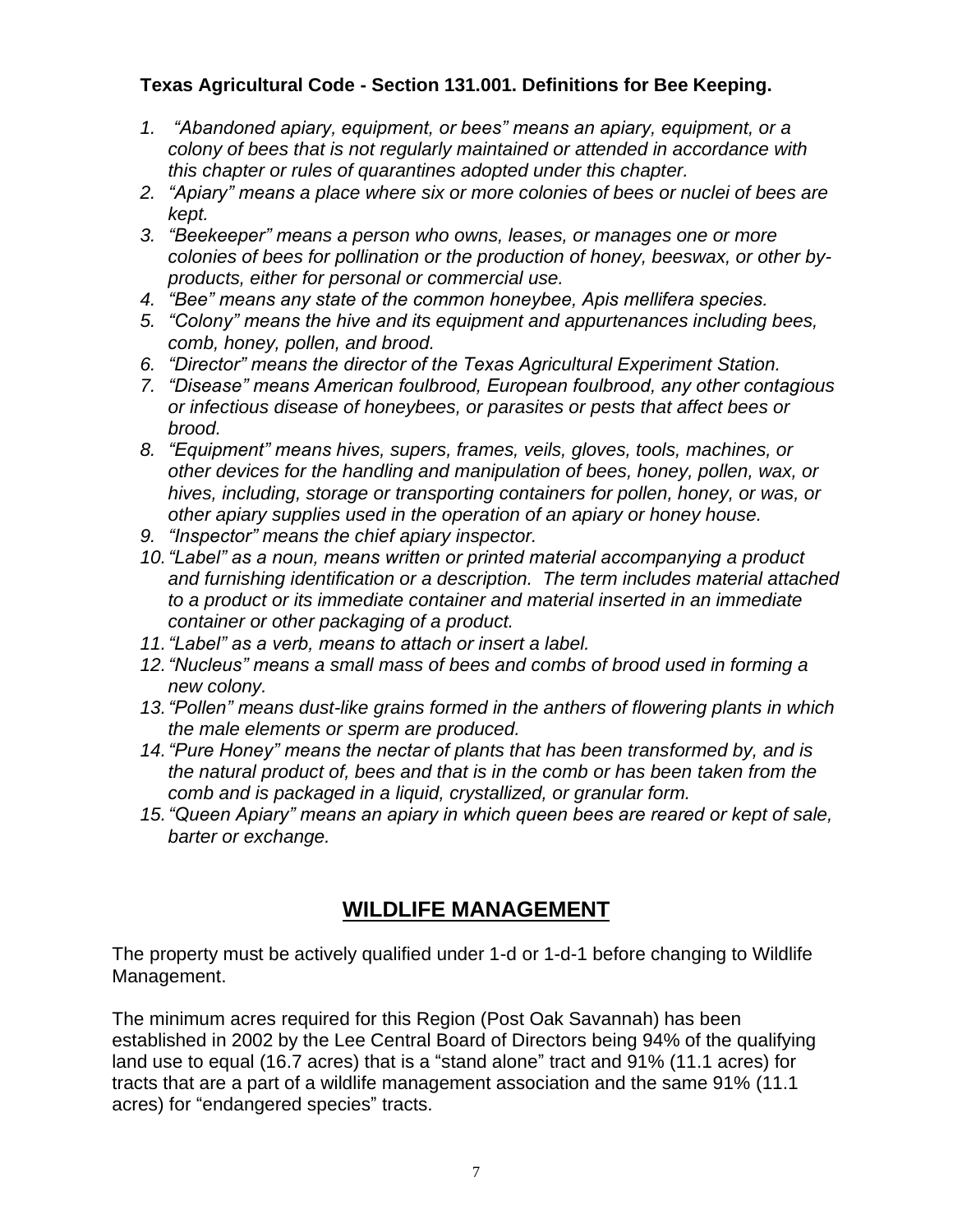**Texas Agricultural Code - Section 131.001. Definitions for Bee Keeping.**

1. *"Abandoned apiary, equipment, or bees" means an apiary, equipment, or a colony of bees that is not regularly maintained or attended in accordance with this chapter or rules of quarantines adopted under this chapter.*
2. *"Apiary" means a place where six or more colonies of bees or nuclei of bees are kept.*
3. *"Beekeeper" means a person who owns, leases, or manages one or more colonies of bees for pollination or the production of honey, beeswax, or other by-products, either for personal or commercial use.*
4. *"Bee" means any state of the common honeybee, Apis mellifera species.*
5. *"Colony" means the hive and its equipment and appurtenances including bees, comb, honey, pollen, and brood.*
6. *"Director" means the director of the Texas Agricultural Experiment Station.*
7. *"Disease" means American foulbrood, European foulbrood, any other contagious or infectious disease of honeybees, or parasites or pests that affect bees or brood.*
8. *"Equipment" means hives, supers, frames, veils, gloves, tools, machines, or other devices for the handling and manipulation of bees, honey, pollen, wax, or hives, including, storage or transporting containers for pollen, honey, or was, or other apiary supplies used in the operation of an apiary or honey house.*
9. *"Inspector" means the chief apiary inspector.*
10. *"Label" as a noun, means written or printed material accompanying a product and furnishing identification or a description. The term includes material attached to a product or its immediate container and material inserted in an immediate container or other packaging of a product.*
11. *"Label" as a verb, means to attach or insert a label.*
12. *"Nucleus" means a small mass of bees and combs of brood used in forming a new colony.*
13. *"Pollen" means dust-like grains formed in the anthers of flowering plants in which the male elements or sperm are produced.*
14. *"Pure Honey" means the nectar of plants that has been transformed by, and is the natural product of, bees and that is in the comb or has been taken from the comb and is packaged in a liquid, crystallized, or granular form.*
15. *"Queen Apiary" means an apiary in which queen bees are reared or kept of sale, barter or exchange.*

## WILDLIFE MANAGEMENT

The property must be actively qualified under 1-d or 1-d-1 before changing to Wildlife Management.

The minimum acres required for this Region (Post Oak Savannah) has been established in 2002 by the Lee Central Board of Directors being 94% of the qualifying land use to equal (16.7 acres) that is a "stand alone" tract and 91% (11.1 acres) for tracts that are a part of a wildlife management association and the same 91% (11.1 acres) for "endangered species" tracts.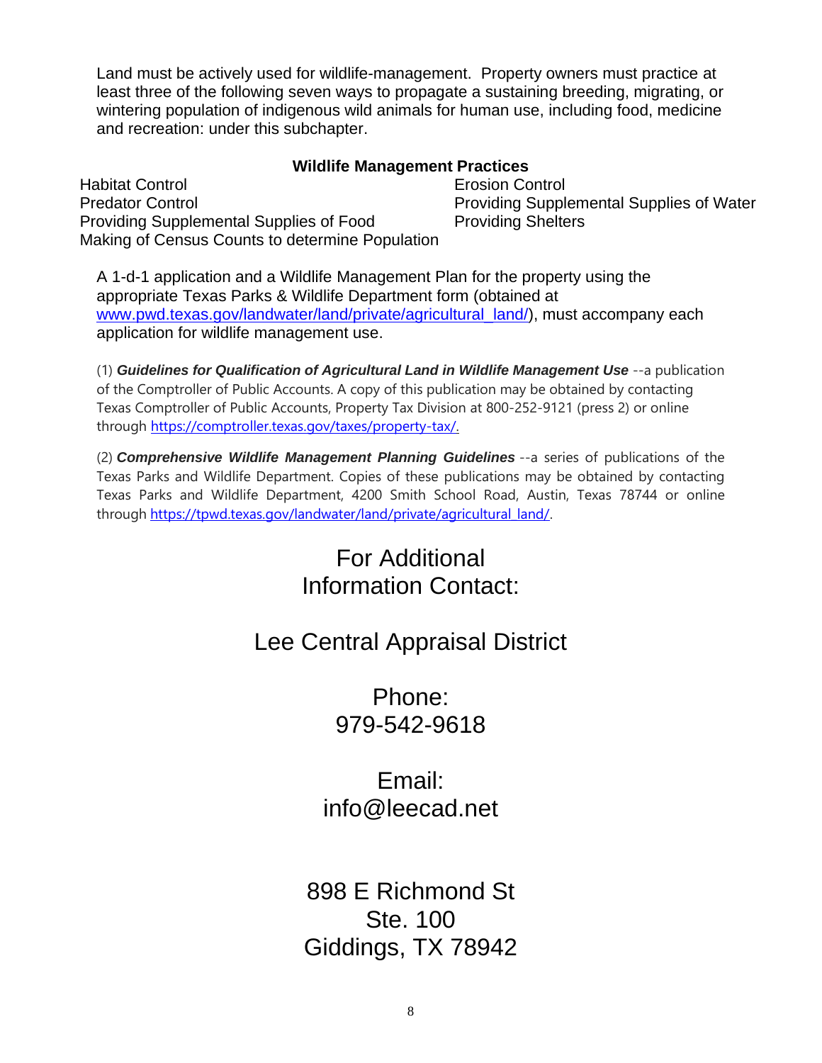Land must be actively used for wildlife-management. Property owners must practice at least three of the following seven ways to propagate a sustaining breeding, migrating, or wintering population of indigenous wild animals for human use, including food, medicine and recreation: under this subchapter.

**Wildlife Management Practices**

Habitat Control
Predator Control
Providing Supplemental Supplies of Food
Making of Census Counts to determine Population
Erosion Control
Providing Supplemental Supplies of Water
Providing Shelters

A 1-d-1 application and a Wildlife Management Plan for the property using the appropriate Texas Parks & Wildlife Department form (obtained at www.pwd.texas.gov/landwater/land/private/agricultural_land/), must accompany each application for wildlife management use.

(1) ***Guidelines for Qualification of Agricultural Land in Wildlife Management Use*** --a publication of the Comptroller of Public Accounts. A copy of this publication may be obtained by contacting Texas Comptroller of Public Accounts, Property Tax Division at 800-252-9121 (press 2) or online through https://comptroller.texas.gov/taxes/property-tax/.

(2) ***Comprehensive Wildlife Management Planning Guidelines*** --a series of publications of the Texas Parks and Wildlife Department. Copies of these publications may be obtained by contacting Texas Parks and Wildlife Department, 4200 Smith School Road, Austin, Texas 78744 or online through https://tpwd.texas.gov/landwater/land/private/agricultural_land/.

For Additional Information Contact:

Lee Central Appraisal District

Phone:
979-542-9618

Email:
info@leecad.net

898 E Richmond St
Ste. 100
Giddings, TX 78942